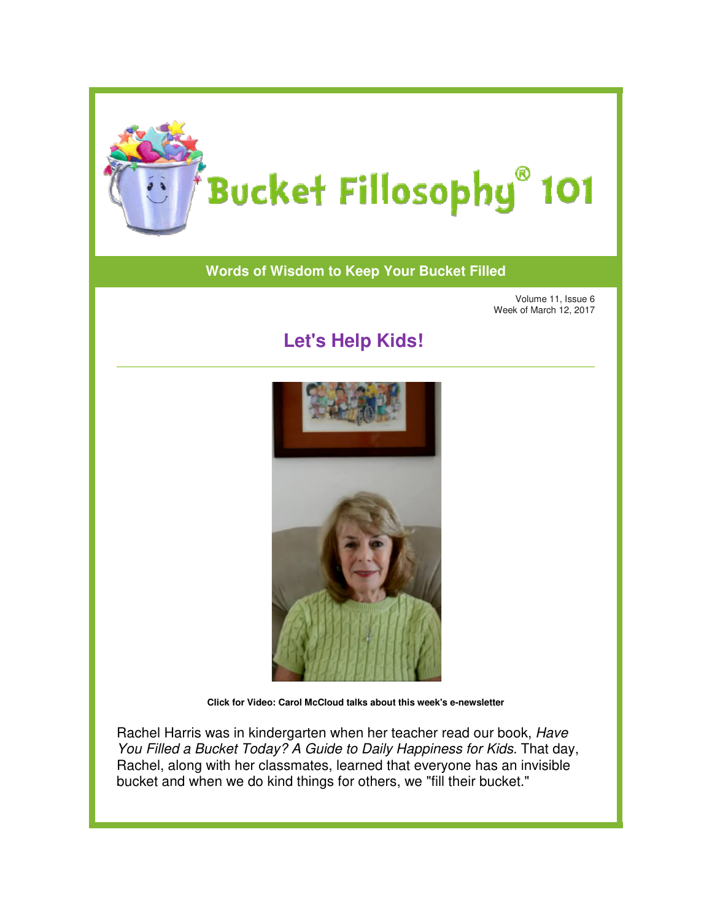# Bucket Fillosophy® 101

**Words of Wisdom to Keep Your Bucket Filled**

Volume 11, Issue 6
Week of March 12, 2017

## Let's Help Kids!

---

**Click for Video: Carol McCloud talks about this week's e-newsletter**

Rachel Harris was in kindergarten when her teacher read our book, *Have You Filled a Bucket Today? A Guide to Daily Happiness for Kids.* That day, Rachel, along with her classmates, learned that everyone has an invisible bucket and when we do kind things for others, we "fill their bucket."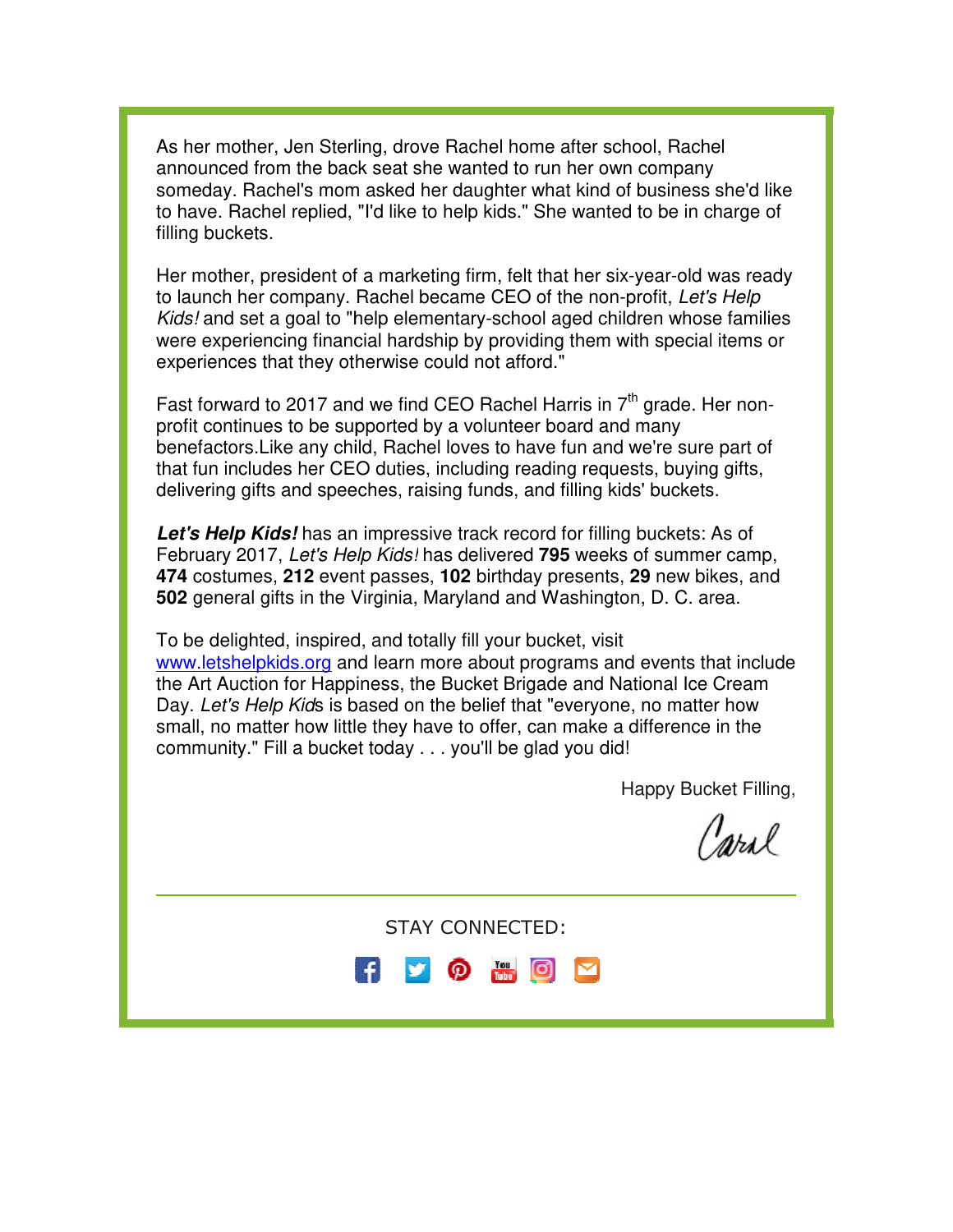As her mother, Jen Sterling, drove Rachel home after school, Rachel announced from the back seat she wanted to run her own company someday. Rachel's mom asked her daughter what kind of business she'd like to have. Rachel replied, "I'd like to help kids." She wanted to be in charge of filling buckets.

Her mother, president of a marketing firm, felt that her six-year-old was ready to launch her company. Rachel became CEO of the non-profit, *Let's Help Kids!* and set a goal to "help elementary-school aged children whose families were experiencing financial hardship by providing them with special items or experiences that they otherwise could not afford."

Fast forward to 2017 and we find CEO Rachel Harris in 7th grade. Her non-profit continues to be supported by a volunteer board and many benefactors.Like any child, Rachel loves to have fun and we're sure part of that fun includes her CEO duties, including reading requests, buying gifts, delivering gifts and speeches, raising funds, and filling kids' buckets.

***Let's Help Kids!*** has an impressive track record for filling buckets: As of February 2017, *Let's Help Kids!* has delivered **795** weeks of summer camp, **474** costumes, **212** event passes, **102** birthday presents, **29** new bikes, and **502** general gifts in the Virginia, Maryland and Washington, D. C. area.

To be delighted, inspired, and totally fill your bucket, visit www.letshelpkids.org and learn more about programs and events that include the Art Auction for Happiness, the Bucket Brigade and National Ice Cream Day. *Let's Help Kid*s is based on the belief that "everyone, no matter how small, no matter how little they have to offer, can make a difference in the community." Fill a bucket today . . . you'll be glad you did!

Happy Bucket Filling,

Carol

---

STAY CONNECTED: